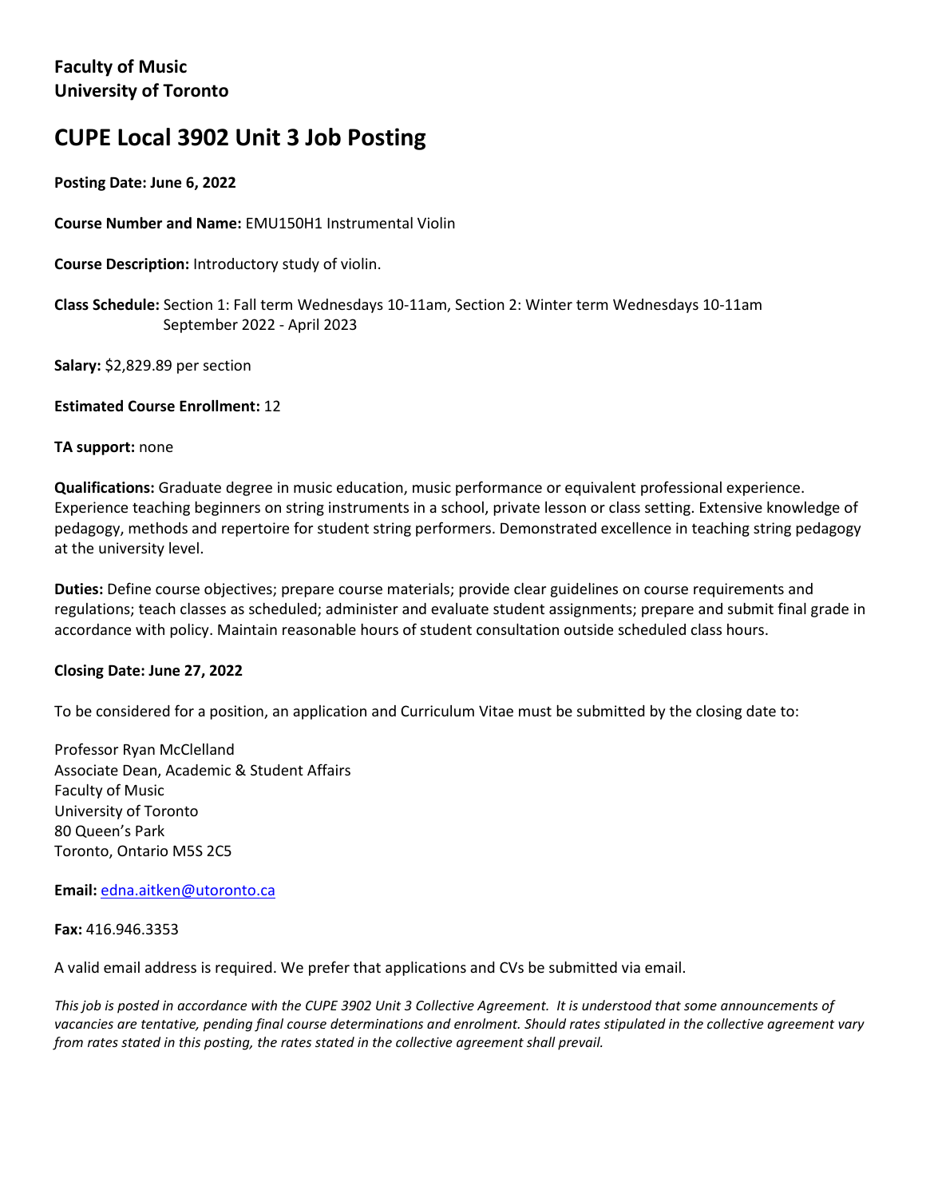**Faculty of Music**
**University of Toronto**

# CUPE Local 3902 Unit 3 Job Posting

**Posting Date: June 6, 2022**

**Course Number and Name:** EMU150H1 Instrumental Violin

**Course Description:** Introductory study of violin.

**Class Schedule:** Section 1: Fall term Wednesdays 10-11am, Section 2: Winter term Wednesdays 10-11am
September 2022 - April 2023

**Salary:** $2,829.89 per section

**Estimated Course Enrollment:** 12

**TA support:** none

**Qualifications:** Graduate degree in music education, music performance or equivalent professional experience. Experience teaching beginners on string instruments in a school, private lesson or class setting. Extensive knowledge of pedagogy, methods and repertoire for student string performers. Demonstrated excellence in teaching string pedagogy at the university level.

**Duties:** Define course objectives; prepare course materials; provide clear guidelines on course requirements and regulations; teach classes as scheduled; administer and evaluate student assignments; prepare and submit final grade in accordance with policy. Maintain reasonable hours of student consultation outside scheduled class hours.

**Closing Date: June 27, 2022**

To be considered for a position, an application and Curriculum Vitae must be submitted by the closing date to:

Professor Ryan McClelland
Associate Dean, Academic & Student Affairs
Faculty of Music
University of Toronto
80 Queen's Park
Toronto, Ontario M5S 2C5

**Email:** edna.aitken@utoronto.ca

**Fax:** 416.946.3353

A valid email address is required. We prefer that applications and CVs be submitted via email.

*This job is posted in accordance with the CUPE 3902 Unit 3 Collective Agreement. It is understood that some announcements of vacancies are tentative, pending final course determinations and enrolment. Should rates stipulated in the collective agreement vary from rates stated in this posting, the rates stated in the collective agreement shall prevail.*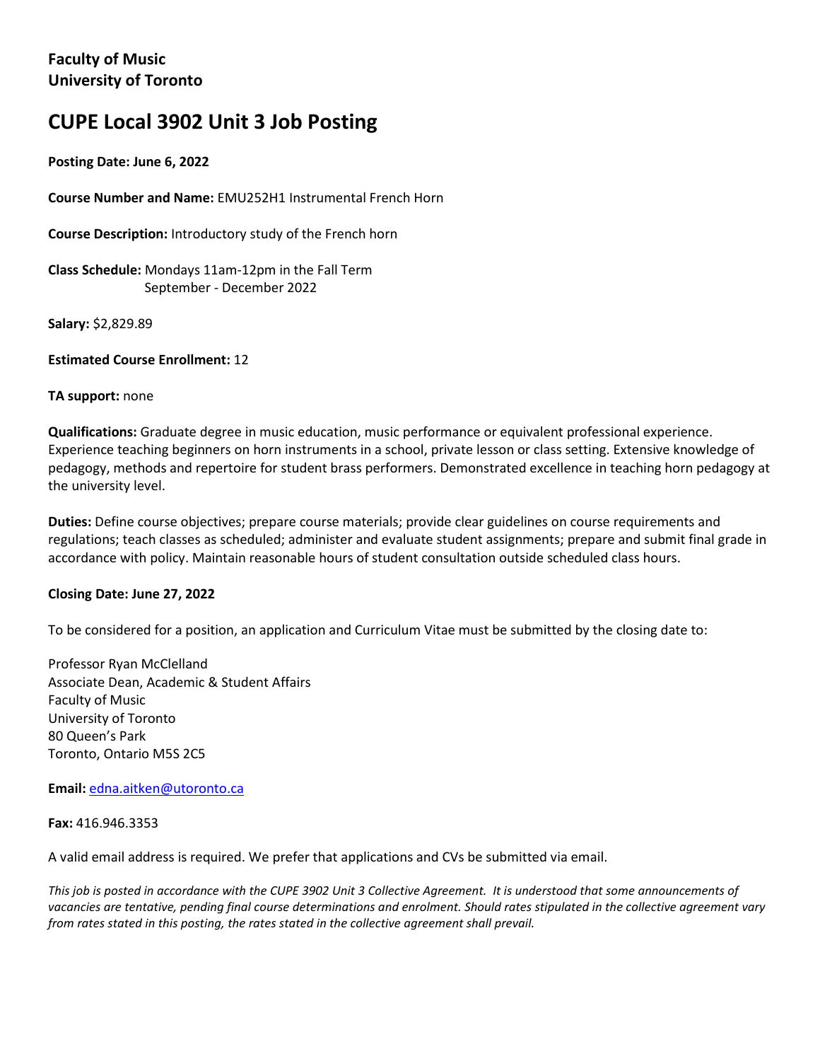**Faculty of Music**
**University of Toronto**

# CUPE Local 3902 Unit 3 Job Posting

**Posting Date: June 6, 2022**

**Course Number and Name:** EMU252H1 Instrumental French Horn

**Course Description:** Introductory study of the French horn

**Class Schedule:** Mondays 11am-12pm in the Fall Term
September - December 2022

**Salary:** $2,829.89

**Estimated Course Enrollment:** 12

**TA support:** none

**Qualifications:** Graduate degree in music education, music performance or equivalent professional experience. Experience teaching beginners on horn instruments in a school, private lesson or class setting. Extensive knowledge of pedagogy, methods and repertoire for student brass performers. Demonstrated excellence in teaching horn pedagogy at the university level.

**Duties:** Define course objectives; prepare course materials; provide clear guidelines on course requirements and regulations; teach classes as scheduled; administer and evaluate student assignments; prepare and submit final grade in accordance with policy. Maintain reasonable hours of student consultation outside scheduled class hours.

**Closing Date: June 27, 2022**

To be considered for a position, an application and Curriculum Vitae must be submitted by the closing date to:

Professor Ryan McClelland
Associate Dean, Academic & Student Affairs
Faculty of Music
University of Toronto
80 Queen's Park
Toronto, Ontario M5S 2C5

**Email:** edna.aitken@utoronto.ca

**Fax:** 416.946.3353

A valid email address is required. We prefer that applications and CVs be submitted via email.

*This job is posted in accordance with the CUPE 3902 Unit 3 Collective Agreement. It is understood that some announcements of vacancies are tentative, pending final course determinations and enrolment. Should rates stipulated in the collective agreement vary from rates stated in this posting, the rates stated in the collective agreement shall prevail.*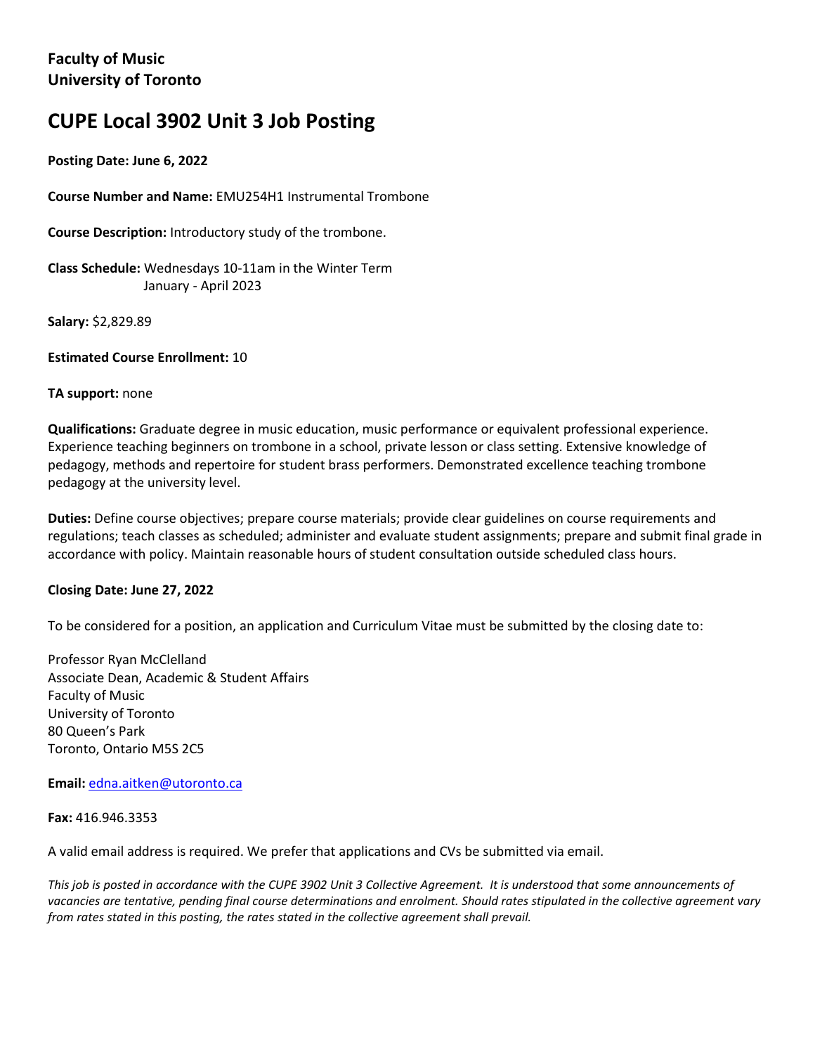**Faculty of Music**
**University of Toronto**

# CUPE Local 3902 Unit 3 Job Posting

**Posting Date: June 6, 2022**

**Course Number and Name:** EMU254H1 Instrumental Trombone

**Course Description:** Introductory study of the trombone.

**Class Schedule:** Wednesdays 10-11am in the Winter Term
January - April 2023

**Salary:** $2,829.89

**Estimated Course Enrollment:** 10

**TA support:** none

**Qualifications:** Graduate degree in music education, music performance or equivalent professional experience. Experience teaching beginners on trombone in a school, private lesson or class setting. Extensive knowledge of pedagogy, methods and repertoire for student brass performers. Demonstrated excellence teaching trombone pedagogy at the university level.

**Duties:** Define course objectives; prepare course materials; provide clear guidelines on course requirements and regulations; teach classes as scheduled; administer and evaluate student assignments; prepare and submit final grade in accordance with policy. Maintain reasonable hours of student consultation outside scheduled class hours.

**Closing Date: June 27, 2022**

To be considered for a position, an application and Curriculum Vitae must be submitted by the closing date to:

Professor Ryan McClelland
Associate Dean, Academic & Student Affairs
Faculty of Music
University of Toronto
80 Queen's Park
Toronto, Ontario M5S 2C5

**Email:** edna.aitken@utoronto.ca

**Fax:** 416.946.3353

A valid email address is required. We prefer that applications and CVs be submitted via email.

*This job is posted in accordance with the CUPE 3902 Unit 3 Collective Agreement. It is understood that some announcements of vacancies are tentative, pending final course determinations and enrolment. Should rates stipulated in the collective agreement vary from rates stated in this posting, the rates stated in the collective agreement shall prevail.*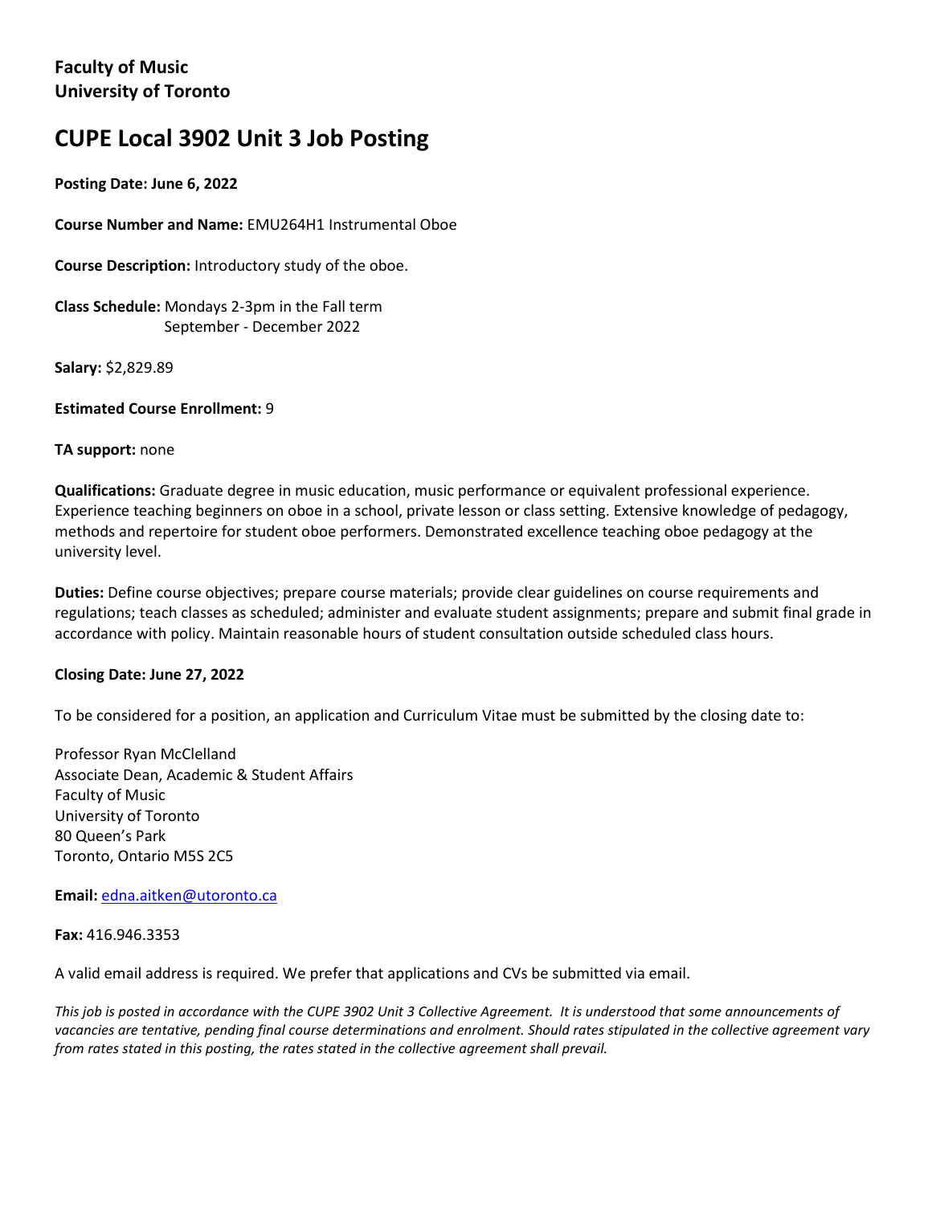**Faculty of Music**
**University of Toronto**

# CUPE Local 3902 Unit 3 Job Posting

**Posting Date: June 6, 2022**

**Course Number and Name:** EMU264H1 Instrumental Oboe

**Course Description:** Introductory study of the oboe.

**Class Schedule:** Mondays 2-3pm in the Fall term
September - December 2022

**Salary:** $2,829.89

**Estimated Course Enrollment:** 9

**TA support:** none

**Qualifications:** Graduate degree in music education, music performance or equivalent professional experience. Experience teaching beginners on oboe in a school, private lesson or class setting. Extensive knowledge of pedagogy, methods and repertoire for student oboe performers. Demonstrated excellence teaching oboe pedagogy at the university level.

**Duties:** Define course objectives; prepare course materials; provide clear guidelines on course requirements and regulations; teach classes as scheduled; administer and evaluate student assignments; prepare and submit final grade in accordance with policy. Maintain reasonable hours of student consultation outside scheduled class hours.

**Closing Date: June 27, 2022**

To be considered for a position, an application and Curriculum Vitae must be submitted by the closing date to:

Professor Ryan McClelland
Associate Dean, Academic & Student Affairs
Faculty of Music
University of Toronto
80 Queen's Park
Toronto, Ontario M5S 2C5

**Email:** edna.aitken@utoronto.ca

**Fax:** 416.946.3353

A valid email address is required. We prefer that applications and CVs be submitted via email.

*This job is posted in accordance with the CUPE 3902 Unit 3 Collective Agreement. It is understood that some announcements of vacancies are tentative, pending final course determinations and enrolment. Should rates stipulated in the collective agreement vary from rates stated in this posting, the rates stated in the collective agreement shall prevail.*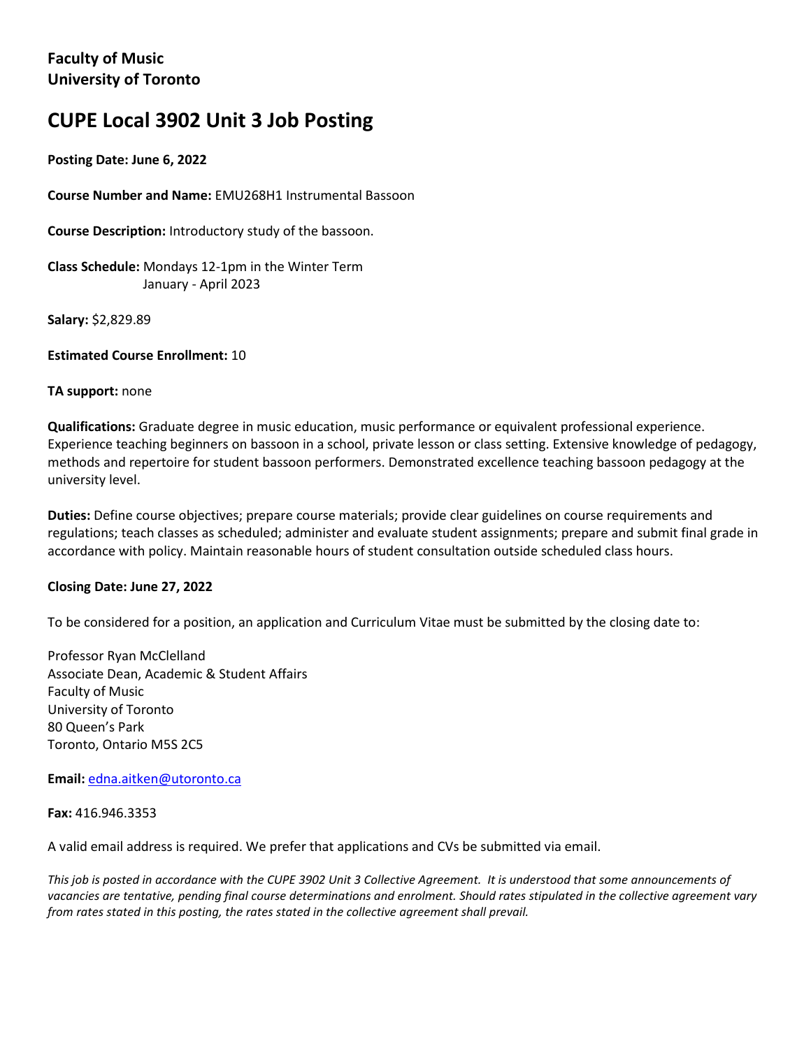**Faculty of Music**
**University of Toronto**

# CUPE Local 3902 Unit 3 Job Posting

**Posting Date: June 6, 2022**

**Course Number and Name:** EMU268H1 Instrumental Bassoon

**Course Description:** Introductory study of the bassoon.

**Class Schedule:** Mondays 12-1pm in the Winter Term
January - April 2023

**Salary:** $2,829.89

**Estimated Course Enrollment:** 10

**TA support:** none

**Qualifications:** Graduate degree in music education, music performance or equivalent professional experience. Experience teaching beginners on bassoon in a school, private lesson or class setting. Extensive knowledge of pedagogy, methods and repertoire for student bassoon performers. Demonstrated excellence teaching bassoon pedagogy at the university level.

**Duties:** Define course objectives; prepare course materials; provide clear guidelines on course requirements and regulations; teach classes as scheduled; administer and evaluate student assignments; prepare and submit final grade in accordance with policy. Maintain reasonable hours of student consultation outside scheduled class hours.

**Closing Date: June 27, 2022**

To be considered for a position, an application and Curriculum Vitae must be submitted by the closing date to:

Professor Ryan McClelland
Associate Dean, Academic & Student Affairs
Faculty of Music
University of Toronto
80 Queen's Park
Toronto, Ontario M5S 2C5

**Email:** edna.aitken@utoronto.ca

**Fax:** 416.946.3353

A valid email address is required. We prefer that applications and CVs be submitted via email.

*This job is posted in accordance with the CUPE 3902 Unit 3 Collective Agreement. It is understood that some announcements of vacancies are tentative, pending final course determinations and enrolment. Should rates stipulated in the collective agreement vary from rates stated in this posting, the rates stated in the collective agreement shall prevail.*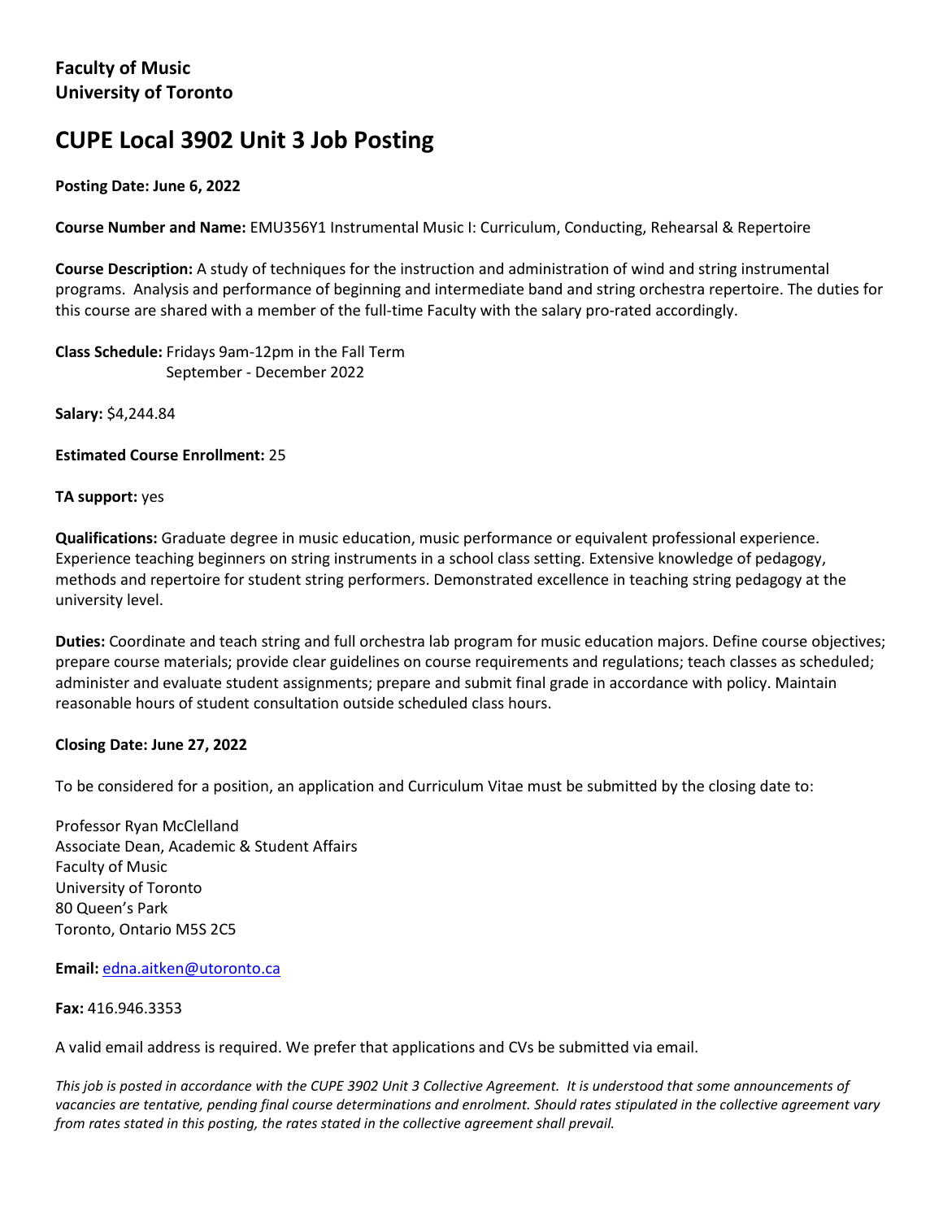**Faculty of Music**
**University of Toronto**

# CUPE Local 3902 Unit 3 Job Posting

**Posting Date: June 6, 2022**

**Course Number and Name:** EMU356Y1 Instrumental Music I: Curriculum, Conducting, Rehearsal & Repertoire

**Course Description:** A study of techniques for the instruction and administration of wind and string instrumental programs. Analysis and performance of beginning and intermediate band and string orchestra repertoire. The duties for this course are shared with a member of the full-time Faculty with the salary pro-rated accordingly.

**Class Schedule:** Fridays 9am-12pm in the Fall Term
September - December 2022

**Salary:** $4,244.84

**Estimated Course Enrollment:** 25

**TA support:** yes

**Qualifications:** Graduate degree in music education, music performance or equivalent professional experience. Experience teaching beginners on string instruments in a school class setting. Extensive knowledge of pedagogy, methods and repertoire for student string performers. Demonstrated excellence in teaching string pedagogy at the university level.

**Duties:** Coordinate and teach string and full orchestra lab program for music education majors. Define course objectives; prepare course materials; provide clear guidelines on course requirements and regulations; teach classes as scheduled; administer and evaluate student assignments; prepare and submit final grade in accordance with policy. Maintain reasonable hours of student consultation outside scheduled class hours.

**Closing Date: June 27, 2022**

To be considered for a position, an application and Curriculum Vitae must be submitted by the closing date to:

Professor Ryan McClelland
Associate Dean, Academic & Student Affairs
Faculty of Music
University of Toronto
80 Queen's Park
Toronto, Ontario M5S 2C5

**Email:** edna.aitken@utoronto.ca

**Fax:** 416.946.3353

A valid email address is required. We prefer that applications and CVs be submitted via email.

*This job is posted in accordance with the CUPE 3902 Unit 3 Collective Agreement. It is understood that some announcements of vacancies are tentative, pending final course determinations and enrolment. Should rates stipulated in the collective agreement vary from rates stated in this posting, the rates stated in the collective agreement shall prevail.*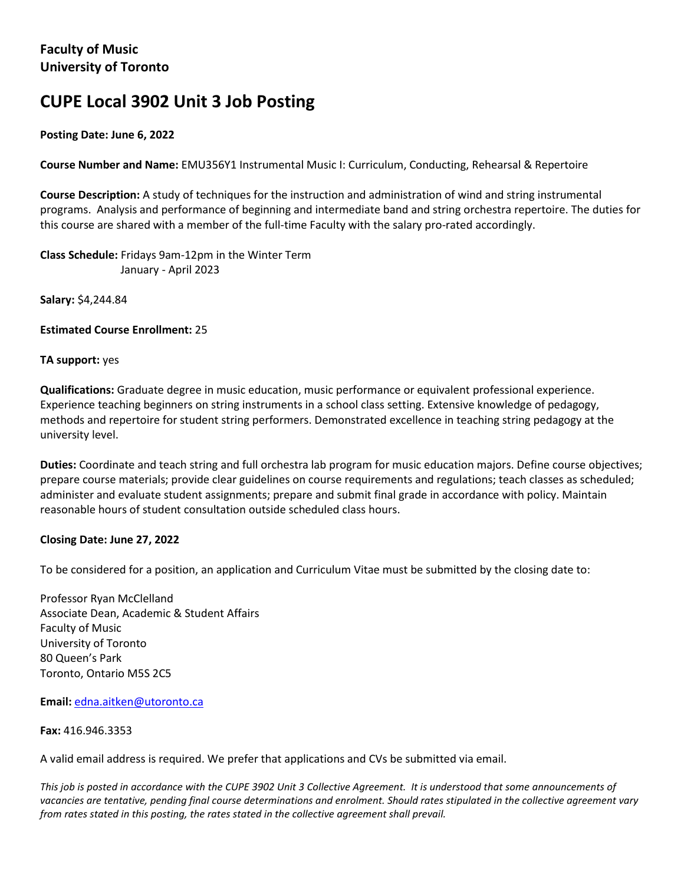**Faculty of Music**
**University of Toronto**

# CUPE Local 3902 Unit 3 Job Posting

**Posting Date: June 6, 2022**

**Course Number and Name:** EMU356Y1 Instrumental Music I: Curriculum, Conducting, Rehearsal & Repertoire

**Course Description:** A study of techniques for the instruction and administration of wind and string instrumental programs. Analysis and performance of beginning and intermediate band and string orchestra repertoire. The duties for this course are shared with a member of the full-time Faculty with the salary pro-rated accordingly.

**Class Schedule:** Fridays 9am-12pm in the Winter Term
January - April 2023

**Salary:** $4,244.84

**Estimated Course Enrollment:** 25

**TA support:** yes

**Qualifications:** Graduate degree in music education, music performance or equivalent professional experience. Experience teaching beginners on string instruments in a school class setting. Extensive knowledge of pedagogy, methods and repertoire for student string performers. Demonstrated excellence in teaching string pedagogy at the university level.

**Duties:** Coordinate and teach string and full orchestra lab program for music education majors. Define course objectives; prepare course materials; provide clear guidelines on course requirements and regulations; teach classes as scheduled; administer and evaluate student assignments; prepare and submit final grade in accordance with policy. Maintain reasonable hours of student consultation outside scheduled class hours.

**Closing Date: June 27, 2022**

To be considered for a position, an application and Curriculum Vitae must be submitted by the closing date to:

Professor Ryan McClelland
Associate Dean, Academic & Student Affairs
Faculty of Music
University of Toronto
80 Queen's Park
Toronto, Ontario M5S 2C5

**Email:** edna.aitken@utoronto.ca

**Fax:** 416.946.3353

A valid email address is required. We prefer that applications and CVs be submitted via email.

*This job is posted in accordance with the CUPE 3902 Unit 3 Collective Agreement. It is understood that some announcements of vacancies are tentative, pending final course determinations and enrolment. Should rates stipulated in the collective agreement vary from rates stated in this posting, the rates stated in the collective agreement shall prevail.*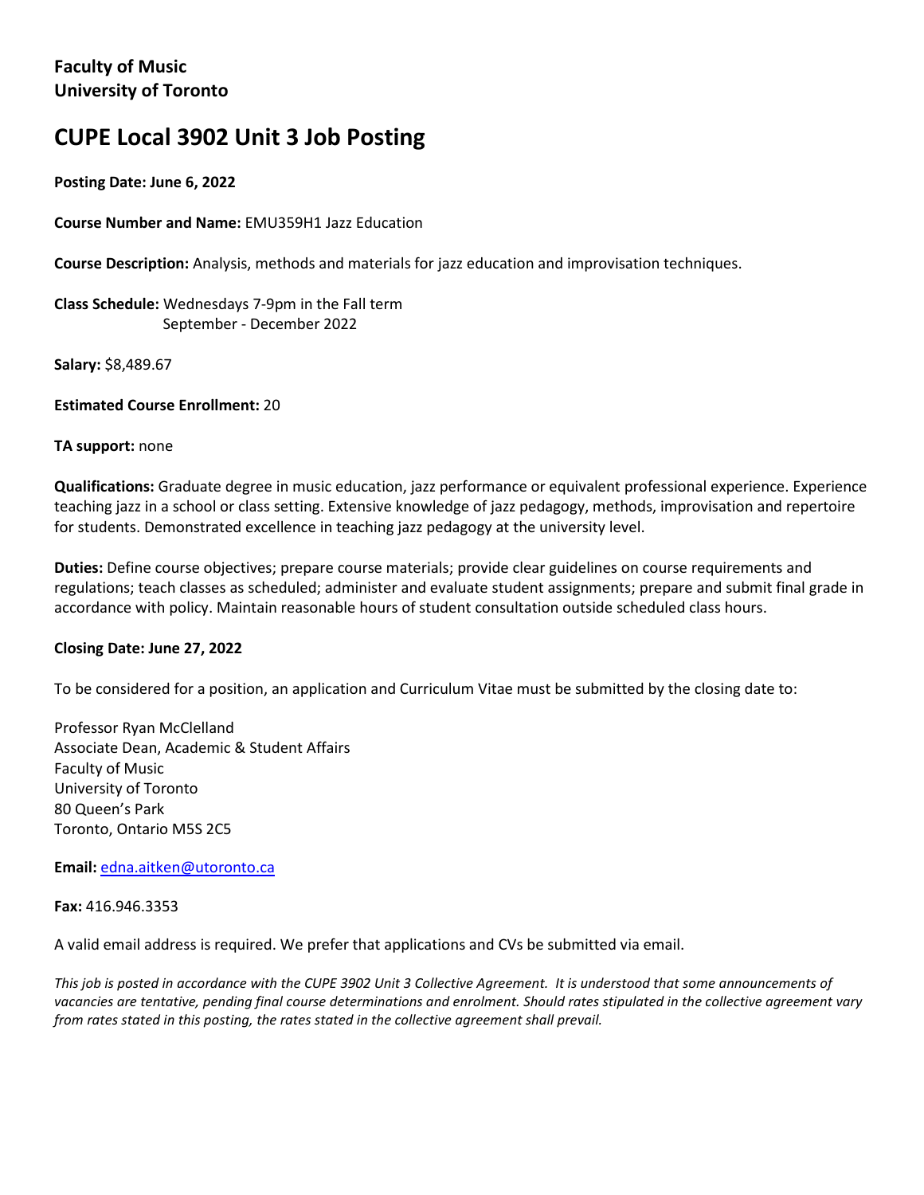**Faculty of Music**
**University of Toronto**

# CUPE Local 3902 Unit 3 Job Posting

**Posting Date: June 6, 2022**

**Course Number and Name:** EMU359H1 Jazz Education

**Course Description:** Analysis, methods and materials for jazz education and improvisation techniques.

**Class Schedule:** Wednesdays 7-9pm in the Fall term
September - December 2022

**Salary:** $8,489.67

**Estimated Course Enrollment:** 20

**TA support:** none

**Qualifications:** Graduate degree in music education, jazz performance or equivalent professional experience. Experience teaching jazz in a school or class setting. Extensive knowledge of jazz pedagogy, methods, improvisation and repertoire for students. Demonstrated excellence in teaching jazz pedagogy at the university level.

**Duties:** Define course objectives; prepare course materials; provide clear guidelines on course requirements and regulations; teach classes as scheduled; administer and evaluate student assignments; prepare and submit final grade in accordance with policy. Maintain reasonable hours of student consultation outside scheduled class hours.

**Closing Date: June 27, 2022**

To be considered for a position, an application and Curriculum Vitae must be submitted by the closing date to:

Professor Ryan McClelland
Associate Dean, Academic & Student Affairs
Faculty of Music
University of Toronto
80 Queen's Park
Toronto, Ontario M5S 2C5

**Email:** edna.aitken@utoronto.ca

**Fax:** 416.946.3353

A valid email address is required. We prefer that applications and CVs be submitted via email.

*This job is posted in accordance with the CUPE 3902 Unit 3 Collective Agreement. It is understood that some announcements of vacancies are tentative, pending final course determinations and enrolment. Should rates stipulated in the collective agreement vary from rates stated in this posting, the rates stated in the collective agreement shall prevail.*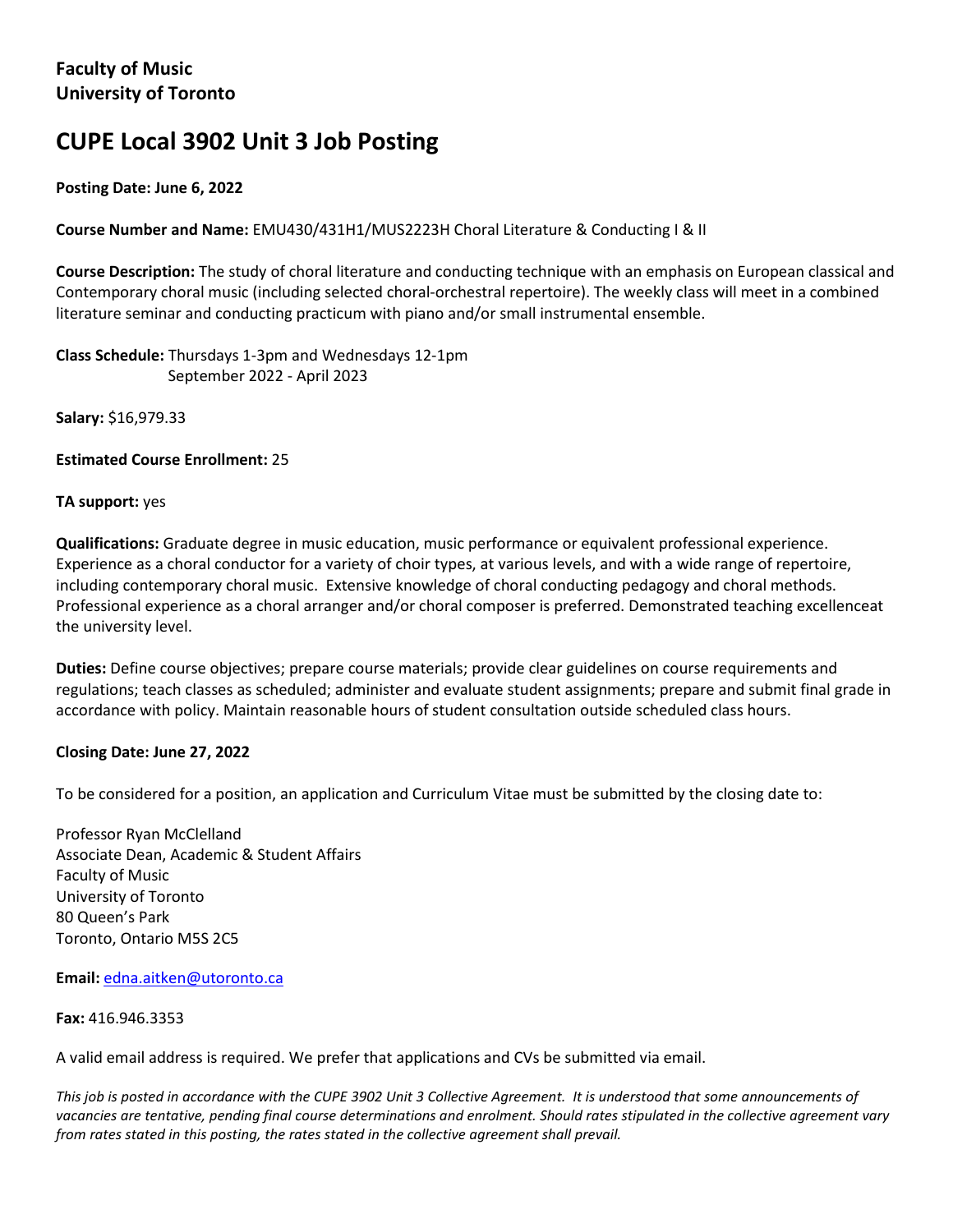**Faculty of Music**
**University of Toronto**

# CUPE Local 3902 Unit 3 Job Posting

**Posting Date: June 6, 2022**

**Course Number and Name:** EMU430/431H1/MUS2223H Choral Literature & Conducting I & II

**Course Description:** The study of choral literature and conducting technique with an emphasis on European classical and Contemporary choral music (including selected choral-orchestral repertoire). The weekly class will meet in a combined literature seminar and conducting practicum with piano and/or small instrumental ensemble.

**Class Schedule:** Thursdays 1-3pm and Wednesdays 12-1pm
September 2022 - April 2023

**Salary:** $16,979.33

**Estimated Course Enrollment:** 25

**TA support:** yes

**Qualifications:** Graduate degree in music education, music performance or equivalent professional experience. Experience as a choral conductor for a variety of choir types, at various levels, and with a wide range of repertoire, including contemporary choral music. Extensive knowledge of choral conducting pedagogy and choral methods. Professional experience as a choral arranger and/or choral composer is preferred. Demonstrated teaching excellenceat the university level.

**Duties:** Define course objectives; prepare course materials; provide clear guidelines on course requirements and regulations; teach classes as scheduled; administer and evaluate student assignments; prepare and submit final grade in accordance with policy. Maintain reasonable hours of student consultation outside scheduled class hours.

**Closing Date: June 27, 2022**

To be considered for a position, an application and Curriculum Vitae must be submitted by the closing date to:

Professor Ryan McClelland
Associate Dean, Academic & Student Affairs
Faculty of Music
University of Toronto
80 Queen's Park
Toronto, Ontario M5S 2C5

**Email:** edna.aitken@utoronto.ca

**Fax:** 416.946.3353

A valid email address is required. We prefer that applications and CVs be submitted via email.

*This job is posted in accordance with the CUPE 3902 Unit 3 Collective Agreement. It is understood that some announcements of vacancies are tentative, pending final course determinations and enrolment. Should rates stipulated in the collective agreement vary from rates stated in this posting, the rates stated in the collective agreement shall prevail.*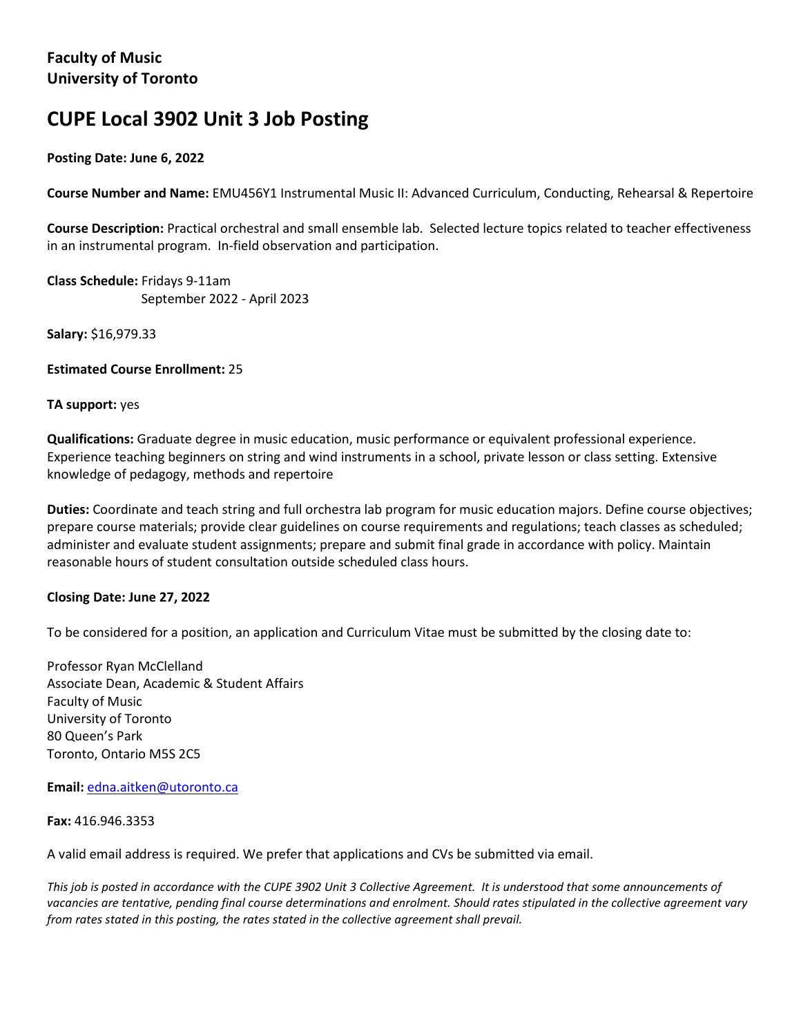**Faculty of Music**
**University of Toronto**

# CUPE Local 3902 Unit 3 Job Posting

**Posting Date: June 6, 2022**

**Course Number and Name:** EMU456Y1 Instrumental Music II: Advanced Curriculum, Conducting, Rehearsal & Repertoire

**Course Description:** Practical orchestral and small ensemble lab. Selected lecture topics related to teacher effectiveness in an instrumental program. In-field observation and participation.

**Class Schedule:** Fridays 9-11am
September 2022 - April 2023

**Salary:** $16,979.33

**Estimated Course Enrollment:** 25

**TA support:** yes

**Qualifications:** Graduate degree in music education, music performance or equivalent professional experience. Experience teaching beginners on string and wind instruments in a school, private lesson or class setting. Extensive knowledge of pedagogy, methods and repertoire

**Duties:** Coordinate and teach string and full orchestra lab program for music education majors. Define course objectives; prepare course materials; provide clear guidelines on course requirements and regulations; teach classes as scheduled; administer and evaluate student assignments; prepare and submit final grade in accordance with policy. Maintain reasonable hours of student consultation outside scheduled class hours.

**Closing Date: June 27, 2022**

To be considered for a position, an application and Curriculum Vitae must be submitted by the closing date to:

Professor Ryan McClelland
Associate Dean, Academic & Student Affairs
Faculty of Music
University of Toronto
80 Queen's Park
Toronto, Ontario M5S 2C5

**Email:** edna.aitken@utoronto.ca

**Fax:** 416.946.3353

A valid email address is required. We prefer that applications and CVs be submitted via email.

*This job is posted in accordance with the CUPE 3902 Unit 3 Collective Agreement. It is understood that some announcements of vacancies are tentative, pending final course determinations and enrolment. Should rates stipulated in the collective agreement vary from rates stated in this posting, the rates stated in the collective agreement shall prevail.*